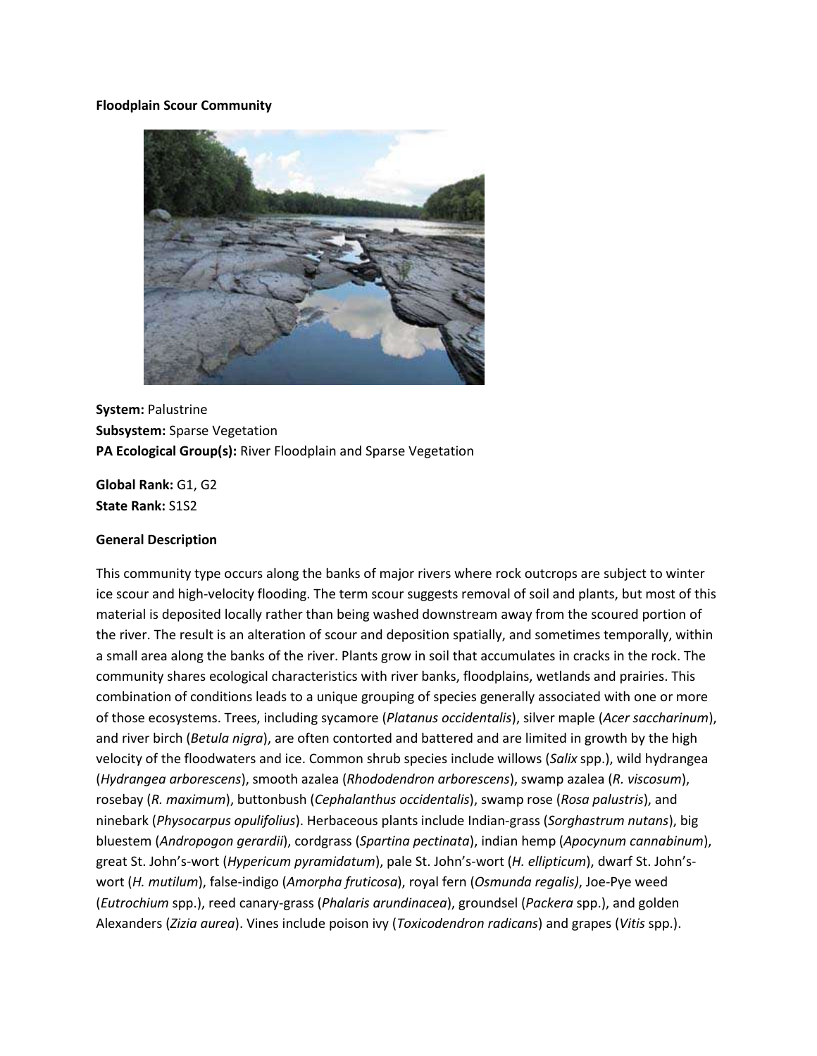**Floodplain Scour Community**

**System:** Palustrine
**Subsystem:** Sparse Vegetation
**PA Ecological Group(s):** River Floodplain and Sparse Vegetation

**Global Rank:** G1, G2
**State Rank:** S1S2

**General Description**

This community type occurs along the banks of major rivers where rock outcrops are subject to winter ice scour and high-velocity flooding. The term scour suggests removal of soil and plants, but most of this material is deposited locally rather than being washed downstream away from the scoured portion of the river. The result is an alteration of scour and deposition spatially, and sometimes temporally, within a small area along the banks of the river. Plants grow in soil that accumulates in cracks in the rock. The community shares ecological characteristics with river banks, floodplains, wetlands and prairies. This combination of conditions leads to a unique grouping of species generally associated with one or more of those ecosystems. Trees, including sycamore (*Platanus occidentalis*), silver maple (*Acer saccharinum*), and river birch (*Betula nigra*), are often contorted and battered and are limited in growth by the high velocity of the floodwaters and ice. Common shrub species include willows (*Salix* spp.), wild hydrangea (*Hydrangea arborescens*), smooth azalea (*Rhododendron arborescens*), swamp azalea (*R. viscosum*), rosebay (*R. maximum*), buttonbush (*Cephalanthus occidentalis*), swamp rose (*Rosa palustris*), and ninebark (*Physocarpus opulifolius*). Herbaceous plants include Indian-grass (*Sorghastrum nutans*), big bluestem (*Andropogon gerardii*), cordgrass (*Spartina pectinata*), indian hemp (*Apocynum cannabinum*), great St. John's-wort (*Hypericum pyramidatum*), pale St. John's-wort (*H. ellipticum*), dwarf St. John's-wort (*H. mutilum*), false-indigo (*Amorpha fruticosa*), royal fern (*Osmunda regalis)*, Joe-Pye weed (*Eutrochium* spp.), reed canary-grass (*Phalaris arundinacea*), groundsel (*Packera* spp.), and golden Alexanders (*Zizia aurea*). Vines include poison ivy (*Toxicodendron radicans*) and grapes (*Vitis* spp.).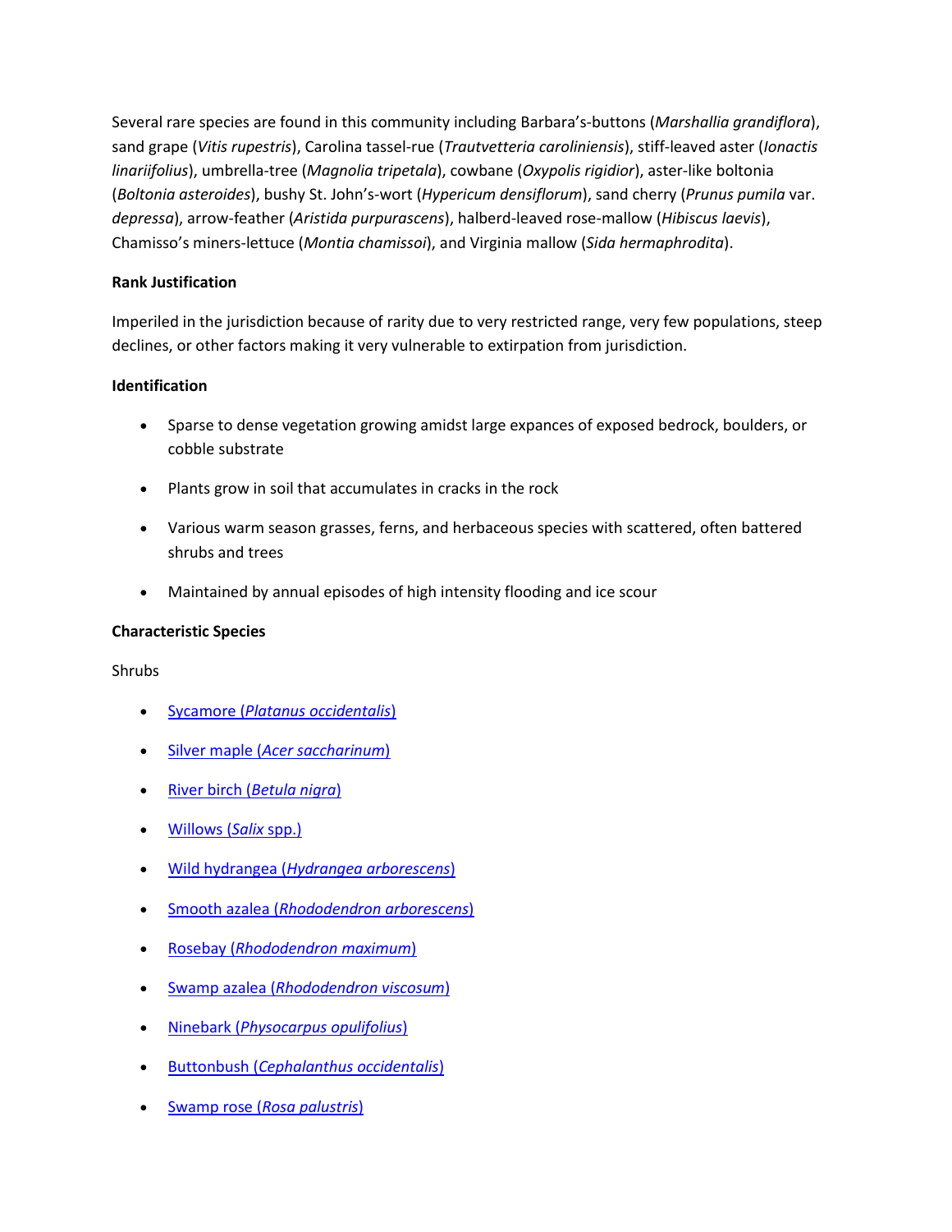Several rare species are found in this community including Barbara's-buttons (*Marshallia grandiflora*), sand grape (*Vitis rupestris*), Carolina tassel-rue (*Trautvetteria caroliniensis*), stiff-leaved aster (*Ionactis linariifolius*), umbrella-tree (*Magnolia tripetala*), cowbane (*Oxypolis rigidior*), aster-like boltonia (*Boltonia asteroides*), bushy St. John's-wort (*Hypericum densiflorum*), sand cherry (*Prunus pumila* var. *depressa*), arrow-feather (*Aristida purpurascens*), halberd-leaved rose-mallow (*Hibiscus laevis*), Chamisso's miners-lettuce (*Montia chamissoi*), and Virginia mallow (*Sida hermaphrodita*).

**Rank Justification**

Imperiled in the jurisdiction because of rarity due to very restricted range, very few populations, steep declines, or other factors making it very vulnerable to extirpation from jurisdiction.

**Identification**

- Sparse to dense vegetation growing amidst large expances of exposed bedrock, boulders, or cobble substrate
- Plants grow in soil that accumulates in cracks in the rock
- Various warm season grasses, ferns, and herbaceous species with scattered, often battered shrubs and trees
- Maintained by annual episodes of high intensity flooding and ice scour

**Characteristic Species**

Shrubs

- Sycamore (*Platanus occidentalis*)
- Silver maple (*Acer saccharinum*)
- River birch (*Betula nigra*)
- Willows (*Salix* spp.)
- Wild hydrangea (*Hydrangea arborescens*)
- Smooth azalea (*Rhododendron arborescens*)
- Rosebay (*Rhododendron maximum*)
- Swamp azalea (*Rhododendron viscosum*)
- Ninebark (*Physocarpus opulifolius*)
- Buttonbush (*Cephalanthus occidentalis*)
- Swamp rose (*Rosa palustris*)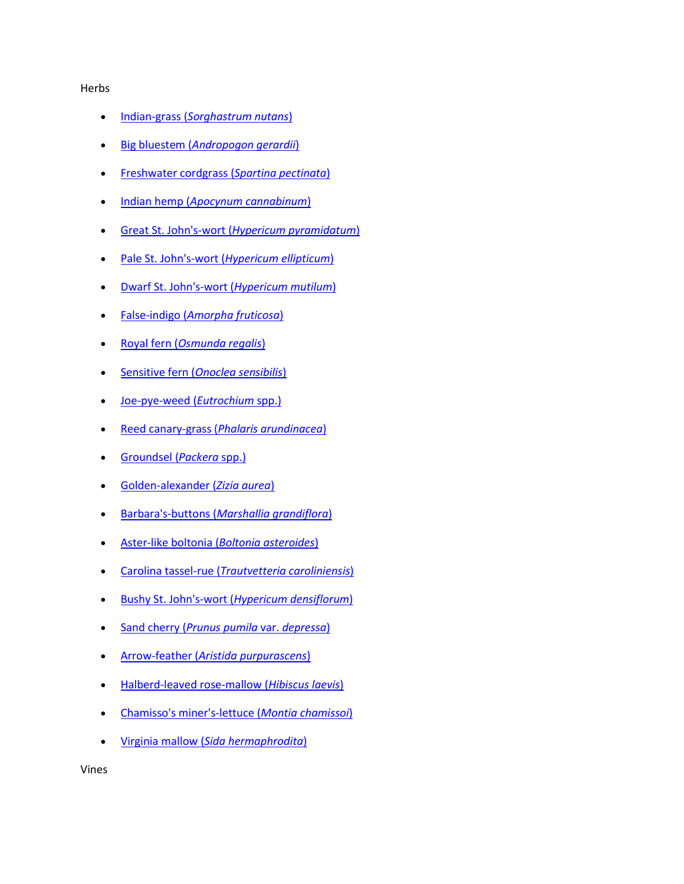Herbs

- Indian-grass (*Sorghastrum nutans*)
- Big bluestem (*Andropogon gerardii*)
- Freshwater cordgrass (*Spartina pectinata*)
- Indian hemp (*Apocynum cannabinum*)
- Great St. John's-wort (*Hypericum pyramidatum*)
- Pale St. John's-wort (*Hypericum ellipticum*)
- Dwarf St. John's-wort (*Hypericum mutilum*)
- False-indigo (*Amorpha fruticosa*)
- Royal fern (*Osmunda regalis*)
- Sensitive fern (*Onoclea sensibilis*)
- Joe-pye-weed (*Eutrochium* spp.)
- Reed canary-grass (*Phalaris arundinacea*)
- Groundsel (*Packera* spp.)
- Golden-alexander (*Zizia aurea*)
- Barbara's-buttons (*Marshallia grandiflora*)
- Aster-like boltonia (*Boltonia asteroides*)
- Carolina tassel-rue (*Trautvetteria caroliniensis*)
- Bushy St. John's-wort (*Hypericum densiflorum*)
- Sand cherry (*Prunus pumila* var. *depressa*)
- Arrow-feather (*Aristida purpurascens*)
- Halberd-leaved rose-mallow (*Hibiscus laevis*)
- Chamisso's miner's-lettuce (*Montia chamissoi*)
- Virginia mallow (*Sida hermaphrodita*)

Vines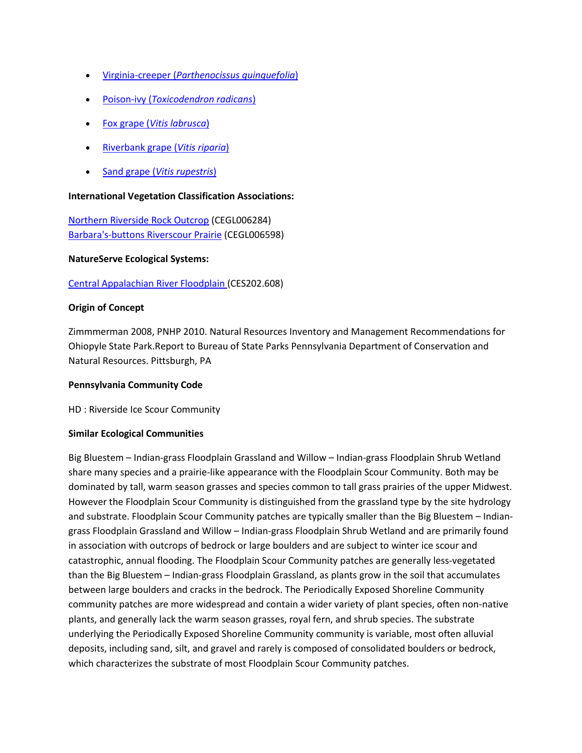- [Virginia-creeper (*Parthenocissus quinquefolia*)]()
- [Poison-ivy (*Toxicodendron radicans*)]()
- [Fox grape (*Vitis labrusca*)]()
- [Riverbank grape (*Vitis riparia*)]()
- [Sand grape (*Vitis rupestris*)]()

**International Vegetation Classification Associations:**

[Northern Riverside Rock Outcrop]() (CEGL006284)
[Barbara's-buttons Riverscour Prairie]() (CEGL006598)

**NatureServe Ecological Systems:**

[Central Appalachian River Floodplain ]()(CES202.608)

**Origin of Concept**

Zimmmerman 2008, PNHP 2010. Natural Resources Inventory and Management Recommendations for Ohiopyle State Park.Report to Bureau of State Parks Pennsylvania Department of Conservation and Natural Resources. Pittsburgh, PA

**Pennsylvania Community Code**

HD : Riverside Ice Scour Community

**Similar Ecological Communities**

Big Bluestem – Indian-grass Floodplain Grassland and Willow – Indian-grass Floodplain Shrub Wetland share many species and a prairie-like appearance with the Floodplain Scour Community. Both may be dominated by tall, warm season grasses and species common to tall grass prairies of the upper Midwest. However the Floodplain Scour Community is distinguished from the grassland type by the site hydrology and substrate. Floodplain Scour Community patches are typically smaller than the Big Bluestem – Indian-grass Floodplain Grassland and Willow – Indian-grass Floodplain Shrub Wetland and are primarily found in association with outcrops of bedrock or large boulders and are subject to winter ice scour and catastrophic, annual flooding. The Floodplain Scour Community patches are generally less-vegetated than the Big Bluestem – Indian-grass Floodplain Grassland, as plants grow in the soil that accumulates between large boulders and cracks in the bedrock. The Periodically Exposed Shoreline Community community patches are more widespread and contain a wider variety of plant species, often non-native plants, and generally lack the warm season grasses, royal fern, and shrub species. The substrate underlying the Periodically Exposed Shoreline Community community is variable, most often alluvial deposits, including sand, silt, and gravel and rarely is composed of consolidated boulders or bedrock, which characterizes the substrate of most Floodplain Scour Community patches.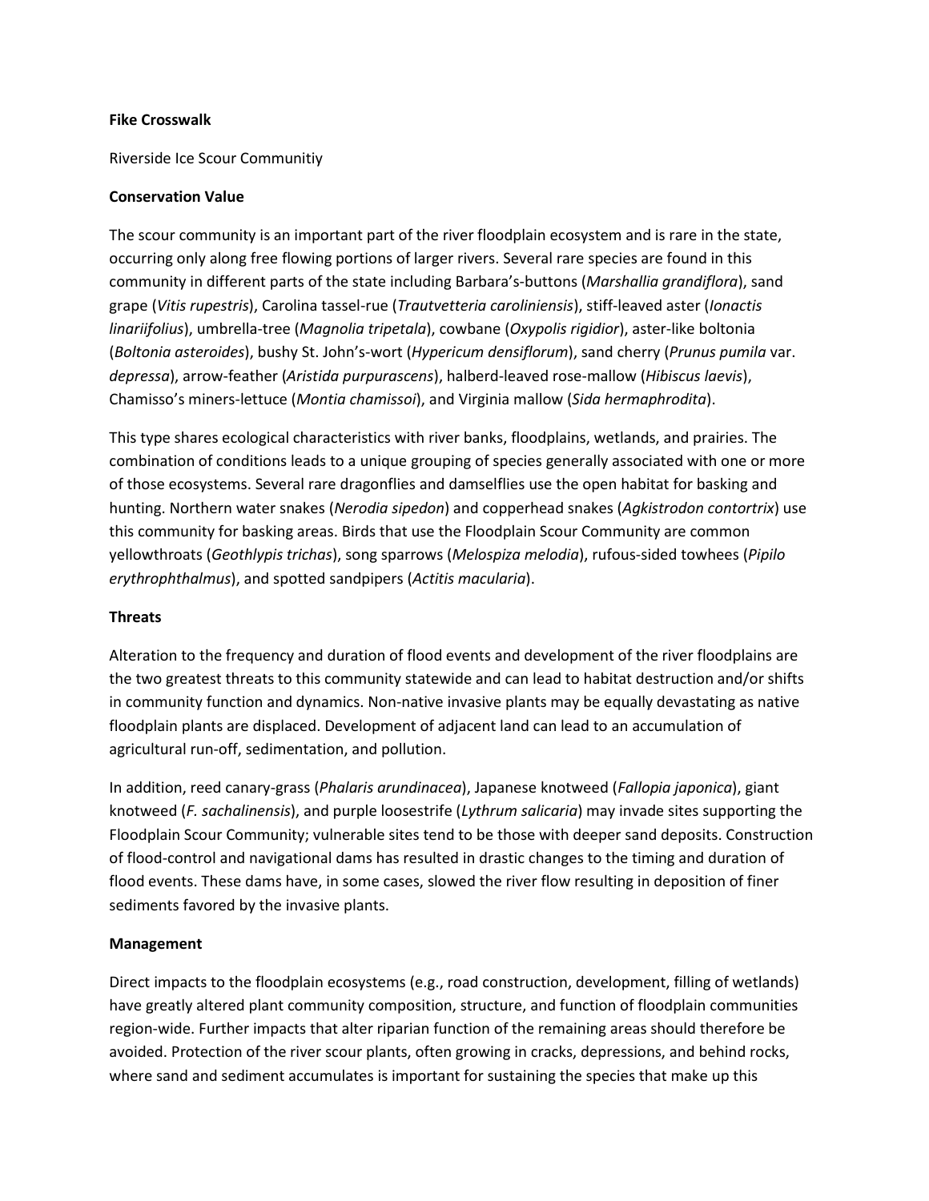**Fike Crosswalk**

Riverside Ice Scour Communitiy

**Conservation Value**

The scour community is an important part of the river floodplain ecosystem and is rare in the state, occurring only along free flowing portions of larger rivers. Several rare species are found in this community in different parts of the state including Barbara's-buttons (*Marshallia grandiflora*), sand grape (*Vitis rupestris*), Carolina tassel-rue (*Trautvetteria caroliniensis*), stiff-leaved aster (*Ionactis linariifolius*), umbrella-tree (*Magnolia tripetala*), cowbane (*Oxypolis rigidior*), aster-like boltonia (*Boltonia asteroides*), bushy St. John's-wort (*Hypericum densiflorum*), sand cherry (*Prunus pumila* var. *depressa*), arrow-feather (*Aristida purpurascens*), halberd-leaved rose-mallow (*Hibiscus laevis*), Chamisso's miners-lettuce (*Montia chamissoi*), and Virginia mallow (*Sida hermaphrodita*).

This type shares ecological characteristics with river banks, floodplains, wetlands, and prairies. The combination of conditions leads to a unique grouping of species generally associated with one or more of those ecosystems. Several rare dragonflies and damselflies use the open habitat for basking and hunting. Northern water snakes (*Nerodia sipedon*) and copperhead snakes (*Agkistrodon contortrix*) use this community for basking areas. Birds that use the Floodplain Scour Community are common yellowthroats (*Geothlypis trichas*), song sparrows (*Melospiza melodia*), rufous-sided towhees (*Pipilo erythrophthalmus*), and spotted sandpipers (*Actitis macularia*).

**Threats**

Alteration to the frequency and duration of flood events and development of the river floodplains are the two greatest threats to this community statewide and can lead to habitat destruction and/or shifts in community function and dynamics. Non-native invasive plants may be equally devastating as native floodplain plants are displaced. Development of adjacent land can lead to an accumulation of agricultural run-off, sedimentation, and pollution.

In addition, reed canary-grass (*Phalaris arundinacea*), Japanese knotweed (*Fallopia japonica*), giant knotweed (*F. sachalinensis*), and purple loosestrife (*Lythrum salicaria*) may invade sites supporting the Floodplain Scour Community; vulnerable sites tend to be those with deeper sand deposits. Construction of flood-control and navigational dams has resulted in drastic changes to the timing and duration of flood events. These dams have, in some cases, slowed the river flow resulting in deposition of finer sediments favored by the invasive plants.

**Management**

Direct impacts to the floodplain ecosystems (e.g., road construction, development, filling of wetlands) have greatly altered plant community composition, structure, and function of floodplain communities region-wide. Further impacts that alter riparian function of the remaining areas should therefore be avoided. Protection of the river scour plants, often growing in cracks, depressions, and behind rocks, where sand and sediment accumulates is important for sustaining the species that make up this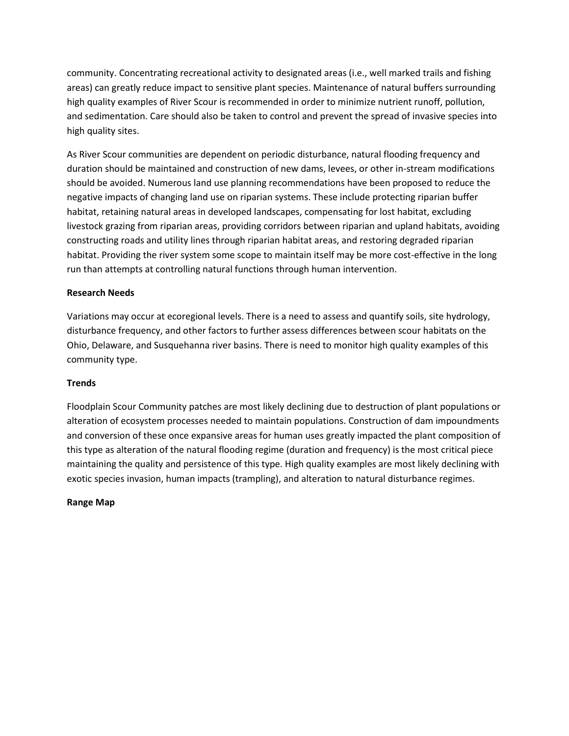community. Concentrating recreational activity to designated areas (i.e., well marked trails and fishing areas) can greatly reduce impact to sensitive plant species. Maintenance of natural buffers surrounding high quality examples of River Scour is recommended in order to minimize nutrient runoff, pollution, and sedimentation. Care should also be taken to control and prevent the spread of invasive species into high quality sites.

As River Scour communities are dependent on periodic disturbance, natural flooding frequency and duration should be maintained and construction of new dams, levees, or other in-stream modifications should be avoided. Numerous land use planning recommendations have been proposed to reduce the negative impacts of changing land use on riparian systems. These include protecting riparian buffer habitat, retaining natural areas in developed landscapes, compensating for lost habitat, excluding livestock grazing from riparian areas, providing corridors between riparian and upland habitats, avoiding constructing roads and utility lines through riparian habitat areas, and restoring degraded riparian habitat. Providing the river system some scope to maintain itself may be more cost-effective in the long run than attempts at controlling natural functions through human intervention.

**Research Needs**

Variations may occur at ecoregional levels. There is a need to assess and quantify soils, site hydrology, disturbance frequency, and other factors to further assess differences between scour habitats on the Ohio, Delaware, and Susquehanna river basins. There is need to monitor high quality examples of this community type.

**Trends**

Floodplain Scour Community patches are most likely declining due to destruction of plant populations or alteration of ecosystem processes needed to maintain populations. Construction of dam impoundments and conversion of these once expansive areas for human uses greatly impacted the plant composition of this type as alteration of the natural flooding regime (duration and frequency) is the most critical piece maintaining the quality and persistence of this type. High quality examples are most likely declining with exotic species invasion, human impacts (trampling), and alteration to natural disturbance regimes.

**Range Map**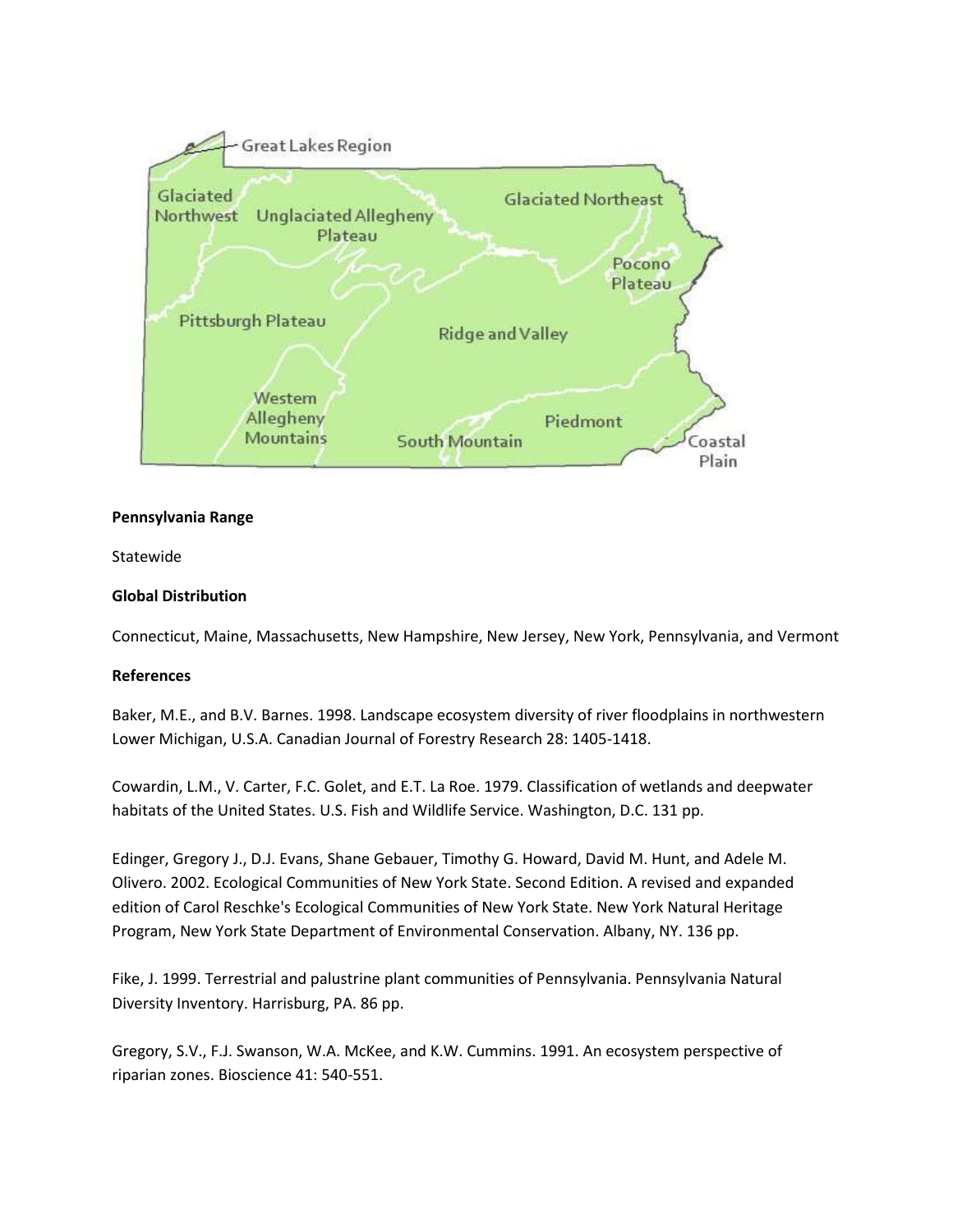Great Lakes Region
Glaciated Northwest
Unglaciated Allegheny Plateau
Glaciated Northeast
Pocono Plateau
Pittsburgh Plateau
Ridge and Valley
Western Allegheny Mountains
South Mountain
Piedmont
Coastal Plain

**Pennsylvania Range**

Statewide

**Global Distribution**

Connecticut, Maine, Massachusetts, New Hampshire, New Jersey, New York, Pennsylvania, and Vermont

**References**

Baker, M.E., and B.V. Barnes. 1998. Landscape ecosystem diversity of river floodplains in northwestern Lower Michigan, U.S.A. Canadian Journal of Forestry Research 28: 1405-1418.

Cowardin, L.M., V. Carter, F.C. Golet, and E.T. La Roe. 1979. Classification of wetlands and deepwater habitats of the United States. U.S. Fish and Wildlife Service. Washington, D.C. 131 pp.

Edinger, Gregory J., D.J. Evans, Shane Gebauer, Timothy G. Howard, David M. Hunt, and Adele M. Olivero. 2002. Ecological Communities of New York State. Second Edition. A revised and expanded edition of Carol Reschke's Ecological Communities of New York State. New York Natural Heritage Program, New York State Department of Environmental Conservation. Albany, NY. 136 pp.

Fike, J. 1999. Terrestrial and palustrine plant communities of Pennsylvania. Pennsylvania Natural Diversity Inventory. Harrisburg, PA. 86 pp.

Gregory, S.V., F.J. Swanson, W.A. McKee, and K.W. Cummins. 1991. An ecosystem perspective of riparian zones. Bioscience 41: 540-551.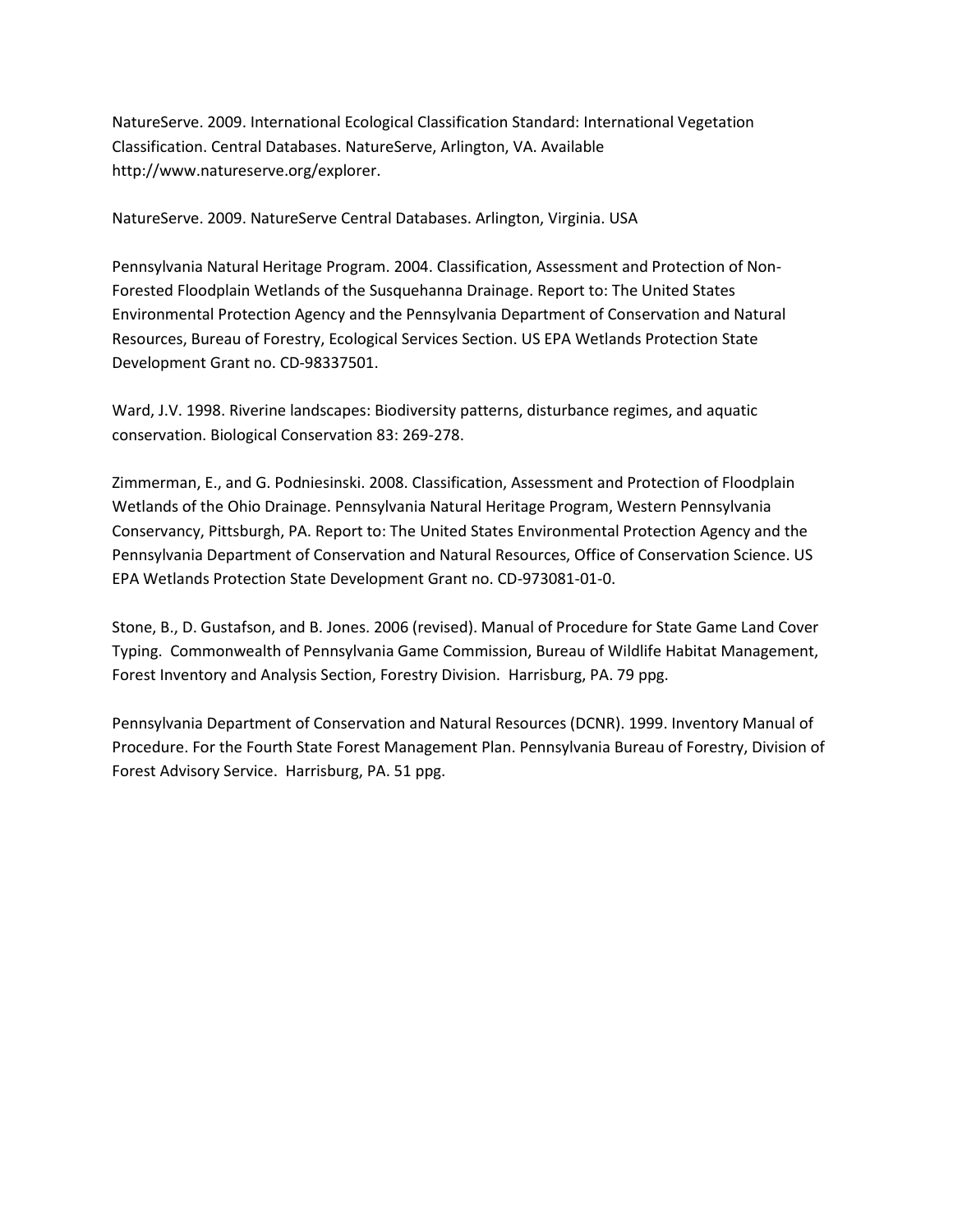NatureServe. 2009. International Ecological Classification Standard: International Vegetation Classification. Central Databases. NatureServe, Arlington, VA. Available http://www.natureserve.org/explorer.

NatureServe. 2009. NatureServe Central Databases. Arlington, Virginia. USA

Pennsylvania Natural Heritage Program. 2004. Classification, Assessment and Protection of Non-Forested Floodplain Wetlands of the Susquehanna Drainage. Report to: The United States Environmental Protection Agency and the Pennsylvania Department of Conservation and Natural Resources, Bureau of Forestry, Ecological Services Section. US EPA Wetlands Protection State Development Grant no. CD-98337501.

Ward, J.V. 1998. Riverine landscapes: Biodiversity patterns, disturbance regimes, and aquatic conservation. Biological Conservation 83: 269-278.

Zimmerman, E., and G. Podniesinski. 2008. Classification, Assessment and Protection of Floodplain Wetlands of the Ohio Drainage. Pennsylvania Natural Heritage Program, Western Pennsylvania Conservancy, Pittsburgh, PA. Report to: The United States Environmental Protection Agency and the Pennsylvania Department of Conservation and Natural Resources, Office of Conservation Science. US EPA Wetlands Protection State Development Grant no. CD-973081-01-0.

Stone, B., D. Gustafson, and B. Jones. 2006 (revised). Manual of Procedure for State Game Land Cover Typing. Commonwealth of Pennsylvania Game Commission, Bureau of Wildlife Habitat Management, Forest Inventory and Analysis Section, Forestry Division. Harrisburg, PA. 79 ppg.

Pennsylvania Department of Conservation and Natural Resources (DCNR). 1999. Inventory Manual of Procedure. For the Fourth State Forest Management Plan. Pennsylvania Bureau of Forestry, Division of Forest Advisory Service. Harrisburg, PA. 51 ppg.